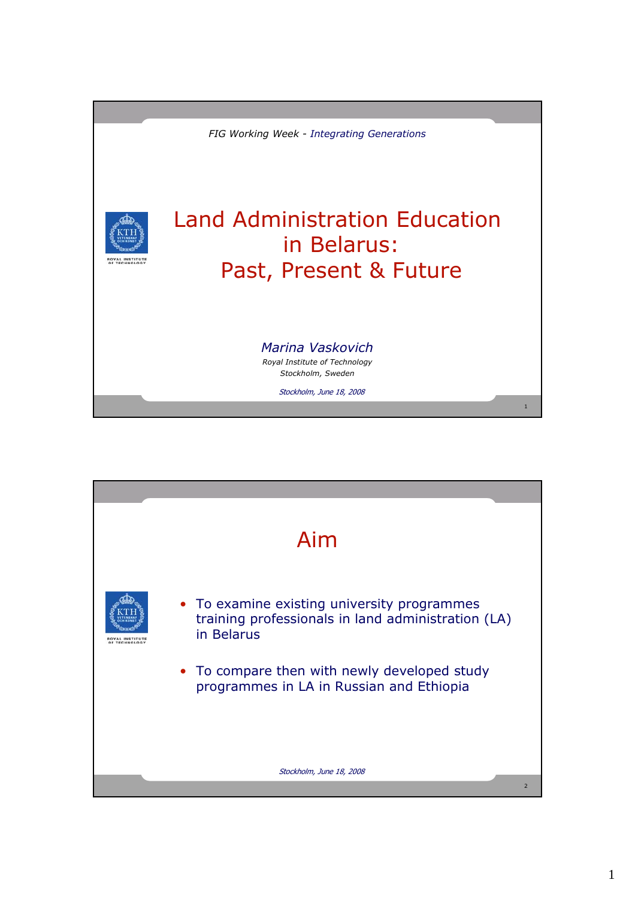FIG Working Week - *Integrating Generations*

# Land Administration Education in Belarus: Past, Present & Future

*Marina Vaskovich*

*Royal Institute of Technology*

*Stockholm, Sweden*

*Stockholm, June 18, 2008*

---

## Aim

- To examine existing university programmes training professionals in land administration (LA) in Belarus
- To compare then with newly developed study programmes in LA in Russian and Ethiopia

*Stockholm, June 18, 2008*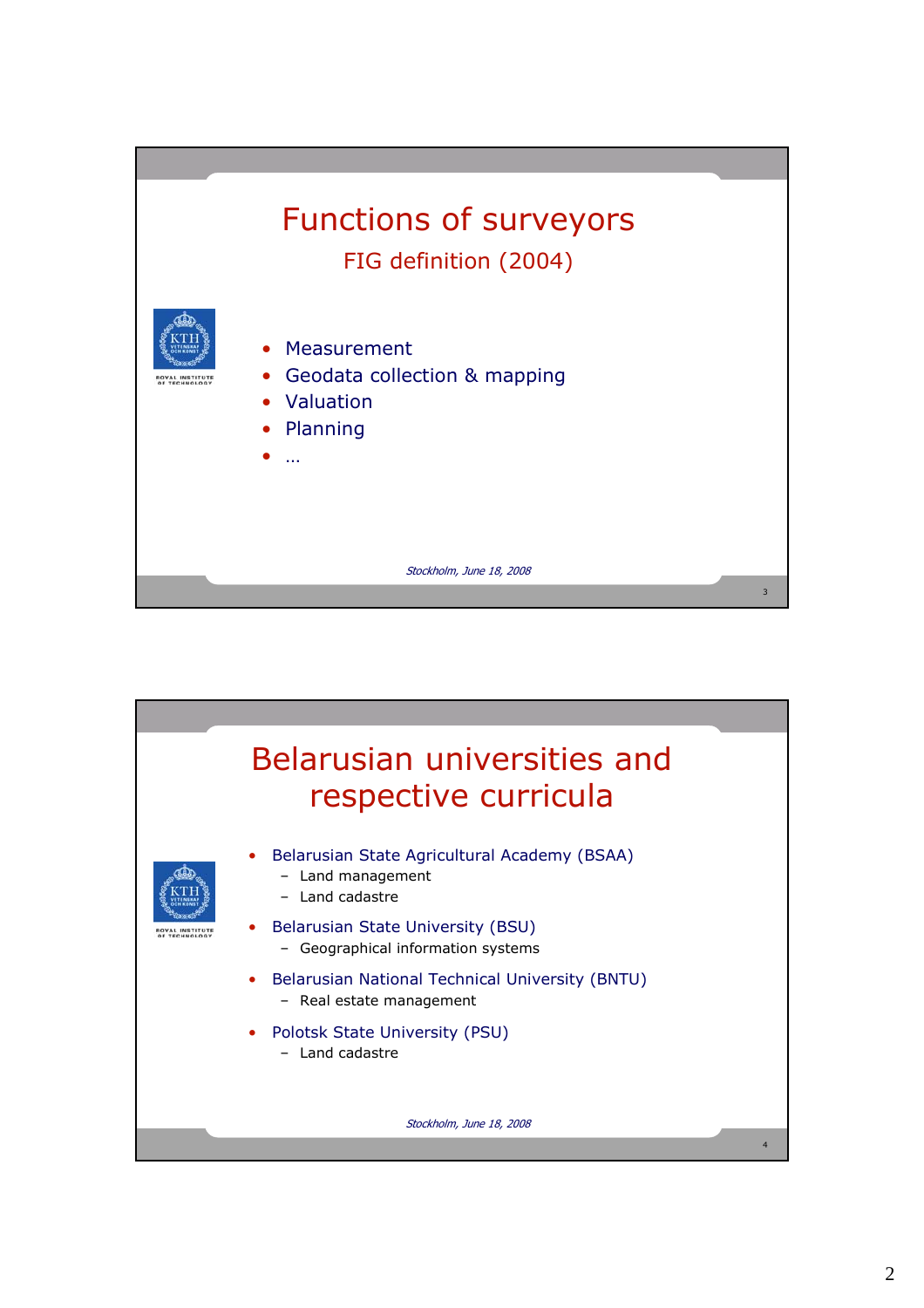## Functions of surveyors

### FIG definition (2004)

- Measurement
- Geodata collection & mapping
- Valuation
- Planning
- …

*Stockholm, June 18, 2008*

## Belarusian universities and respective curricula

- Belarusian State Agricultural Academy (BSAA)
  - Land management
  - Land cadastre
- Belarusian State University (BSU)
  - Geographical information systems
- Belarusian National Technical University (BNTU)
  - Real estate management
- Polotsk State University (PSU)
  - Land cadastre

*Stockholm, June 18, 2008*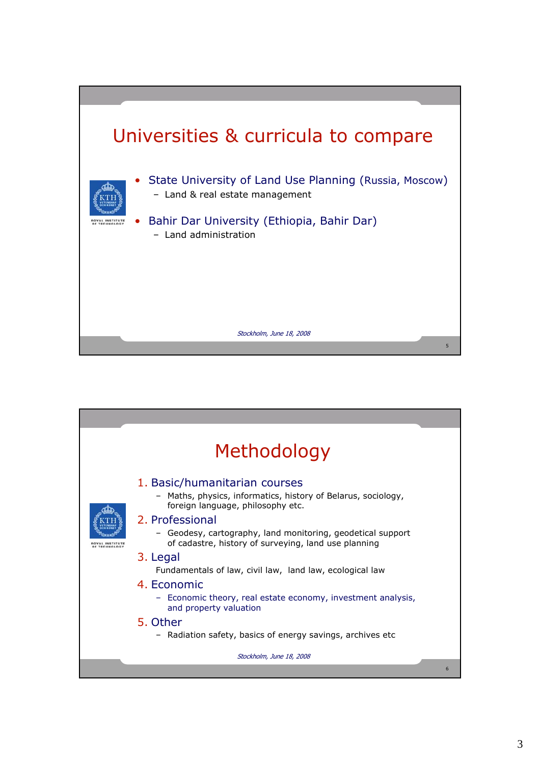# Universities & curricula to compare

- State University of Land Use Planning (Russia, Moscow)
  - Land & real estate management
- Bahir Dar University (Ethiopia, Bahir Dar)
  - Land administration

*Stockholm, June 18, 2008*

# Methodology

1. Basic/humanitarian courses
   - Maths, physics, informatics, history of Belarus, sociology, foreign language, philosophy etc.
2. Professional
   - Geodesy, cartography, land monitoring, geodetical support of cadastre, history of surveying, land use planning
3. Legal

   Fundamentals of law, civil law, land law, ecological law
4. Economic
   - Economic theory, real estate economy, investment analysis, and property valuation
5. Other
   - Radiation safety, basics of energy savings, archives etc

*Stockholm, June 18, 2008*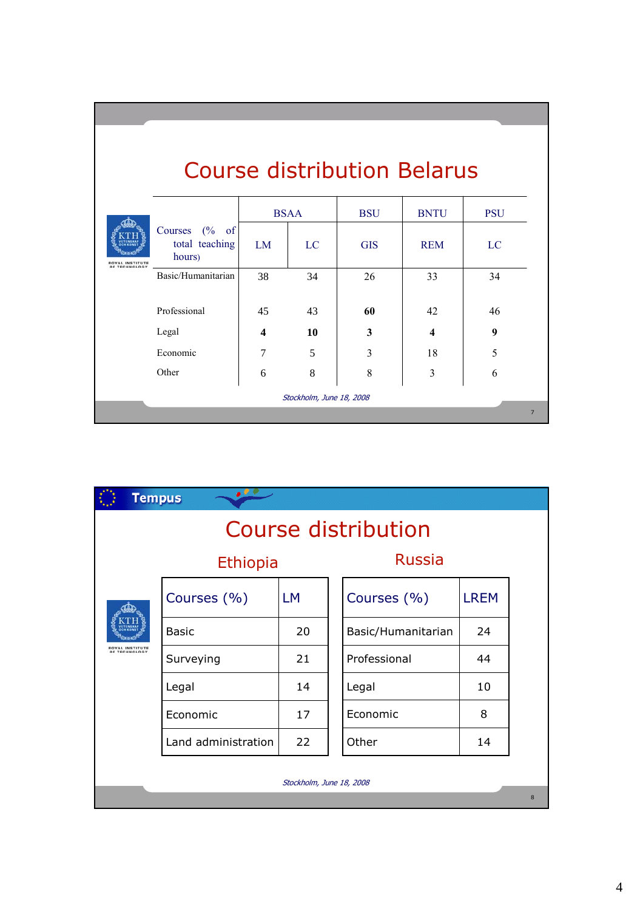# Course distribution Belarus

| Courses (% of total teaching hours) | BSAA | | BSU | BNTU | PSU |
|---|---|---|---|---|---|
| | LM | LC | GIS | REM | LC |
| Basic/Humanitarian | 38 | 34 | 26 | 33 | 34 |
| Professional | 45 | 43 | **60** | 42 | 46 |
| Legal | **4** | **10** | **3** | **4** | **9** |
| Economic | 7 | 5 | 3 | 18 | 5 |
| Other | 6 | 8 | 8 | 3 | 6 |

*Stockholm, June 18, 2008*

Tempus

# Course distribution

## Ethiopia

| Courses (%) | LM |
|---|---|
| Basic | 20 |
| Surveying | 21 |
| Legal | 14 |
| Economic | 17 |
| Land administration | 22 |

## Russia

| Courses (%) | LREM |
|---|---|
| Basic/Humanitarian | 24 |
| Professional | 44 |
| Legal | 10 |
| Economic | 8 |
| Other | 14 |

*Stockholm, June 18, 2008*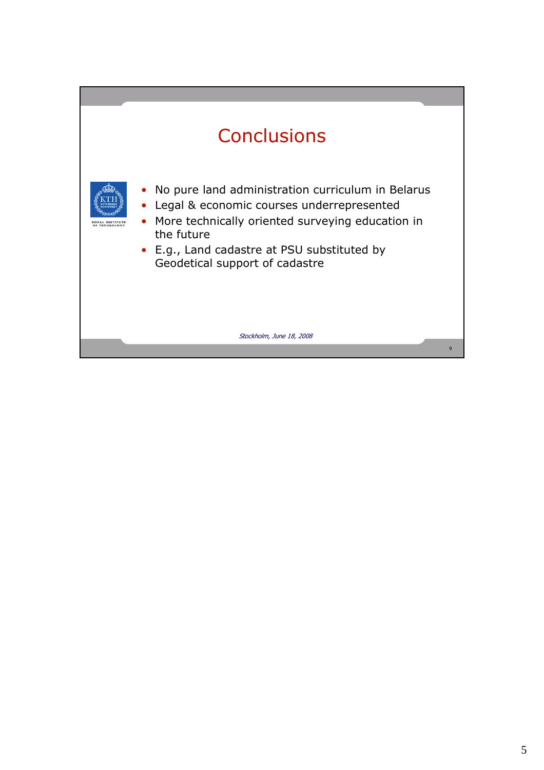# Conclusions

- No pure land administration curriculum in Belarus
- Legal & economic courses underrepresented
- More technically oriented surveying education in the future
- E.g., Land cadastre at PSU substituted by Geodetical support of cadastre

*Stockholm, June 18, 2008*